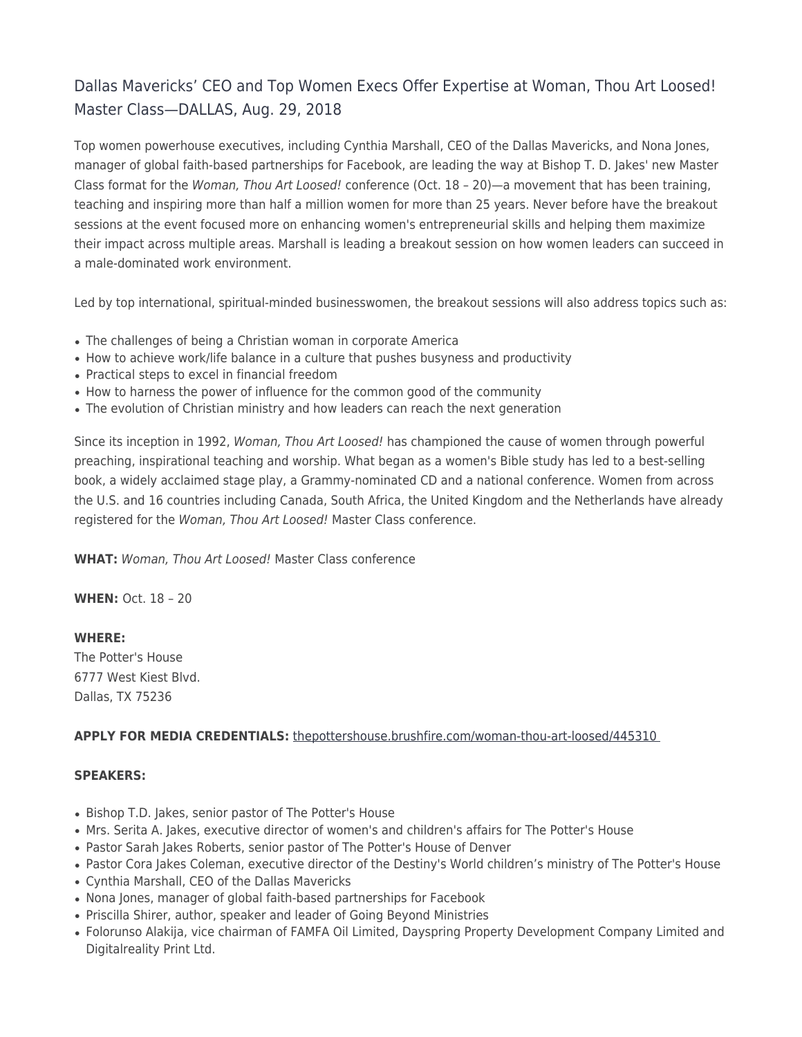# Dallas Mavericks' CEO and Top Women Execs Offer Expertise at Woman, Thou Art Loosed! Master Class—DALLAS, Aug. 29, 2018

Top women powerhouse executives, including Cynthia Marshall, CEO of the Dallas Mavericks, and Nona Jones, manager of global faith-based partnerships for Facebook, are leading the way at Bishop T. D. Jakes' new Master Class format for the *Woman, Thou Art Loosed!* conference (Oct. 18 – 20)—a movement that has been training, teaching and inspiring more than half a million women for more than 25 years. Never before have the breakout sessions at the event focused more on enhancing women's entrepreneurial skills and helping them maximize their impact across multiple areas. Marshall is leading a breakout session on how women leaders can succeed in a male-dominated work environment.

Led by top international, spiritual-minded businesswomen, the breakout sessions will also address topics such as:

- The challenges of being a Christian woman in corporate America
- How to achieve work/life balance in a culture that pushes busyness and productivity
- Practical steps to excel in financial freedom
- How to harness the power of influence for the common good of the community
- The evolution of Christian ministry and how leaders can reach the next generation

Since its inception in 1992, *Woman, Thou Art Loosed!* has championed the cause of women through powerful preaching, inspirational teaching and worship. What began as a women's Bible study has led to a best-selling book, a widely acclaimed stage play, a Grammy-nominated CD and a national conference. Women from across the U.S. and 16 countries including Canada, South Africa, the United Kingdom and the Netherlands have already registered for the *Woman, Thou Art Loosed!* Master Class conference.

**WHAT:** *Woman, Thou Art Loosed!* Master Class conference

**WHEN:** Oct. 18 – 20

**WHERE:**
The Potter's House
6777 West Kiest Blvd.
Dallas, TX 75236

**APPLY FOR MEDIA CREDENTIALS:** thepottershouse.brushfire.com/woman-thou-art-loosed/445310

**SPEAKERS:**

- Bishop T.D. Jakes, senior pastor of The Potter's House
- Mrs. Serita A. Jakes, executive director of women's and children's affairs for The Potter's House
- Pastor Sarah Jakes Roberts, senior pastor of The Potter's House of Denver
- Pastor Cora Jakes Coleman, executive director of the Destiny's World children's ministry of The Potter's House
- Cynthia Marshall, CEO of the Dallas Mavericks
- Nona Jones, manager of global faith-based partnerships for Facebook
- Priscilla Shirer, author, speaker and leader of Going Beyond Ministries
- Folorunso Alakija, vice chairman of FAMFA Oil Limited, Dayspring Property Development Company Limited and Digitalreality Print Ltd.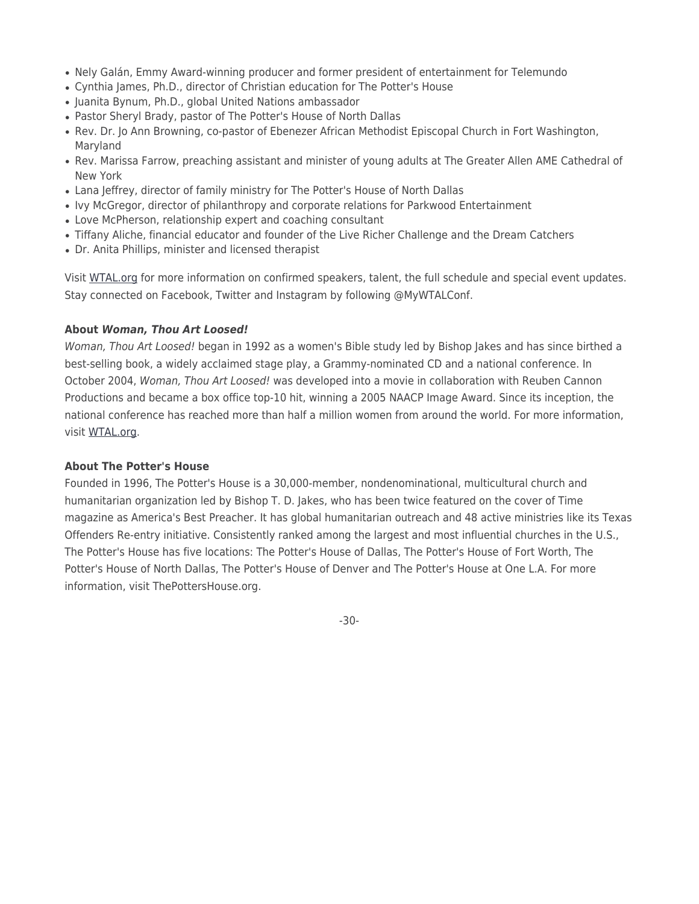- Nely Galán, Emmy Award-winning producer and former president of entertainment for Telemundo
- Cynthia James, Ph.D., director of Christian education for The Potter's House
- Juanita Bynum, Ph.D., global United Nations ambassador
- Pastor Sheryl Brady, pastor of The Potter's House of North Dallas
- Rev. Dr. Jo Ann Browning, co-pastor of Ebenezer African Methodist Episcopal Church in Fort Washington, Maryland
- Rev. Marissa Farrow, preaching assistant and minister of young adults at The Greater Allen AME Cathedral of New York
- Lana Jeffrey, director of family ministry for The Potter's House of North Dallas
- Ivy McGregor, director of philanthropy and corporate relations for Parkwood Entertainment
- Love McPherson, relationship expert and coaching consultant
- Tiffany Aliche, financial educator and founder of the Live Richer Challenge and the Dream Catchers
- Dr. Anita Phillips, minister and licensed therapist

Visit WTAL.org for more information on confirmed speakers, talent, the full schedule and special event updates. Stay connected on Facebook, Twitter and Instagram by following @MyWTALConf.

**About *Woman, Thou Art Loosed!***

*Woman, Thou Art Loosed!* began in 1992 as a women's Bible study led by Bishop Jakes and has since birthed a best-selling book, a widely acclaimed stage play, a Grammy-nominated CD and a national conference. In October 2004, *Woman, Thou Art Loosed!* was developed into a movie in collaboration with Reuben Cannon Productions and became a box office top-10 hit, winning a 2005 NAACP Image Award. Since its inception, the national conference has reached more than half a million women from around the world. For more information, visit WTAL.org.

**About The Potter's House**

Founded in 1996, The Potter's House is a 30,000-member, nondenominational, multicultural church and humanitarian organization led by Bishop T. D. Jakes, who has been twice featured on the cover of Time magazine as America's Best Preacher. It has global humanitarian outreach and 48 active ministries like its Texas Offenders Re-entry initiative. Consistently ranked among the largest and most influential churches in the U.S., The Potter's House has five locations: The Potter's House of Dallas, The Potter's House of Fort Worth, The Potter's House of North Dallas, The Potter's House of Denver and The Potter's House at One L.A. For more information, visit ThePottersHouse.org.

-30-